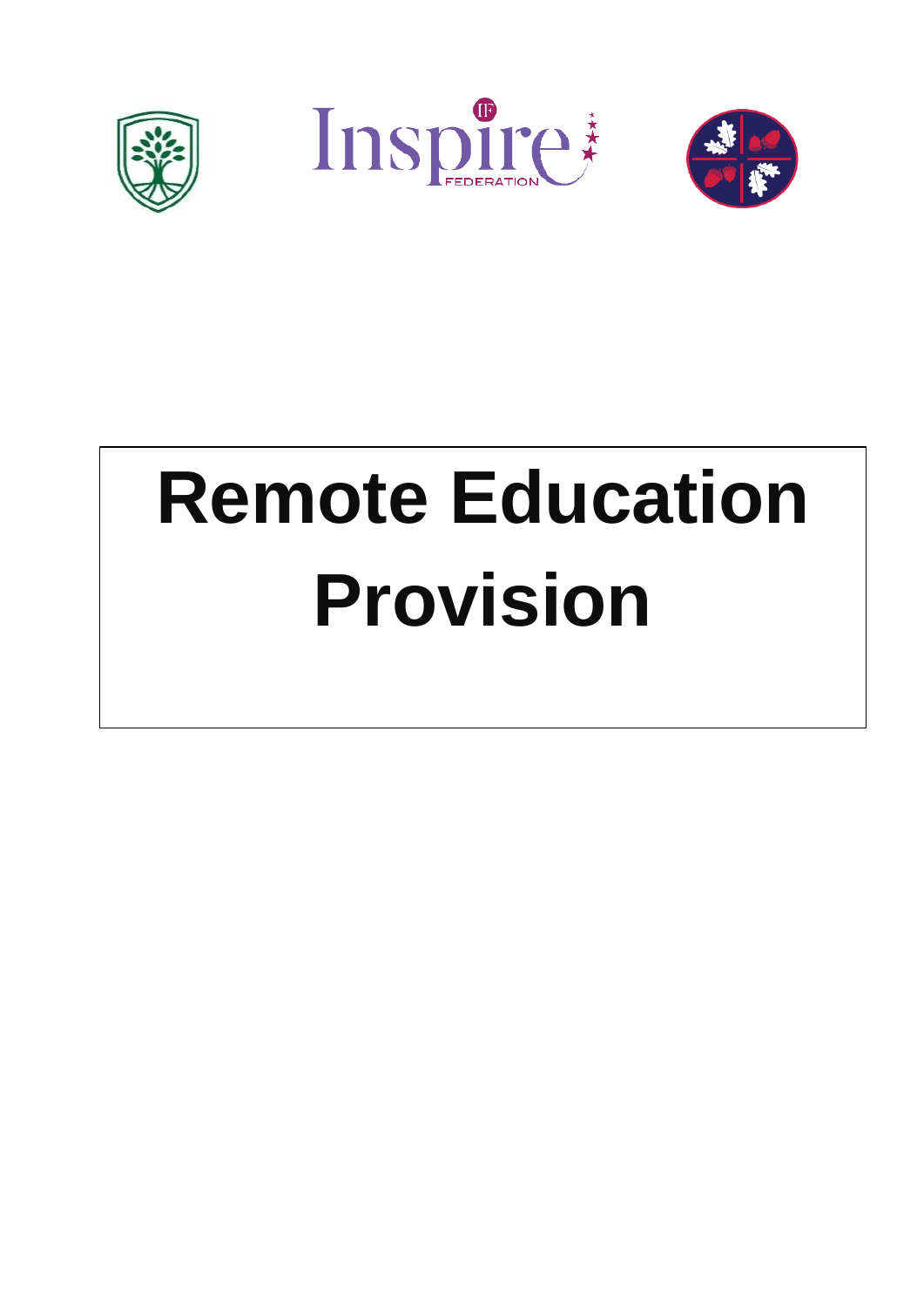# Remote Education Provision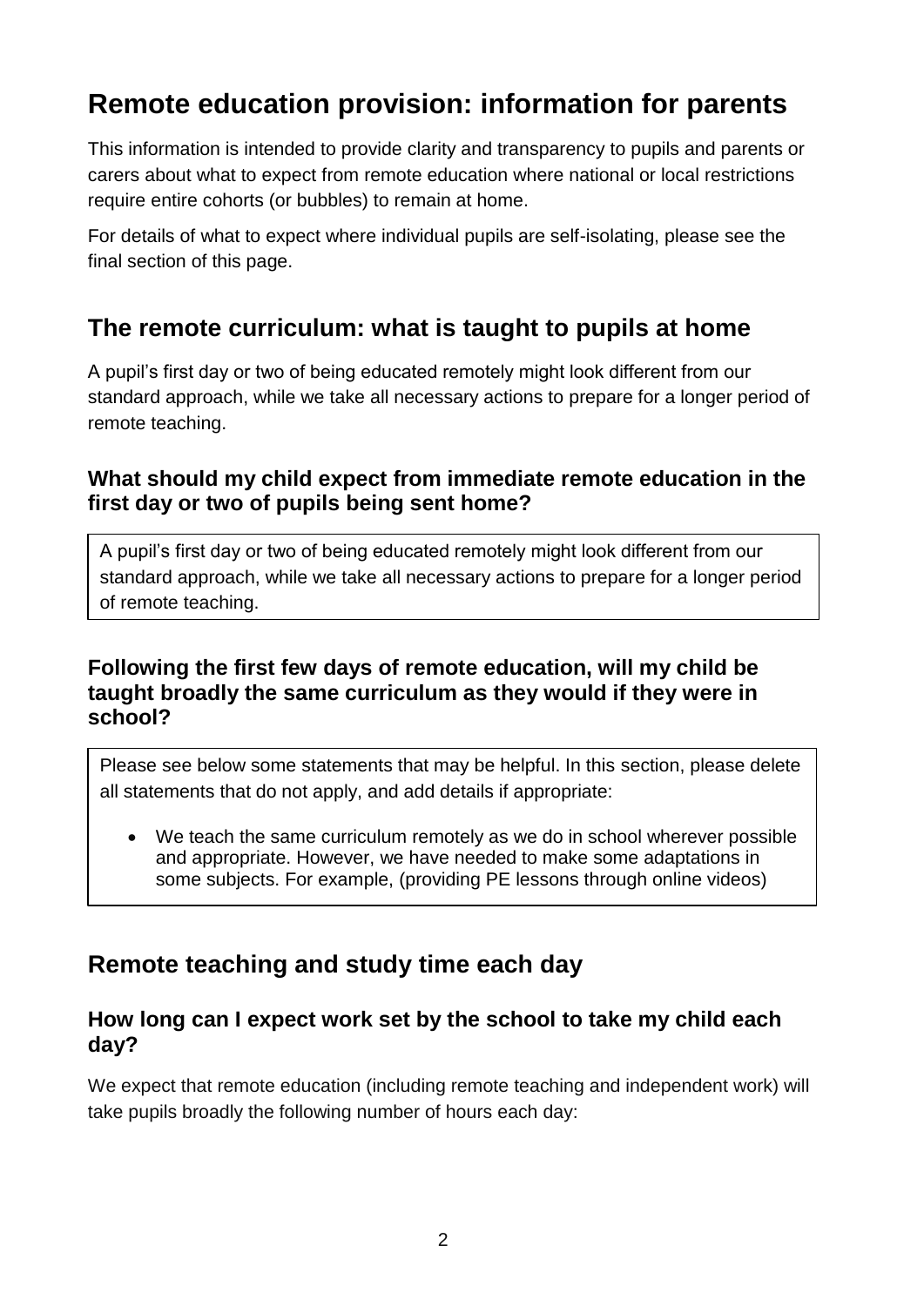# Remote education provision: information for parents

This information is intended to provide clarity and transparency to pupils and parents or carers about what to expect from remote education where national or local restrictions require entire cohorts (or bubbles) to remain at home.

For details of what to expect where individual pupils are self-isolating, please see the final section of this page.

## The remote curriculum: what is taught to pupils at home

A pupil's first day or two of being educated remotely might look different from our standard approach, while we take all necessary actions to prepare for a longer period of remote teaching.

### What should my child expect from immediate remote education in the first day or two of pupils being sent home?

A pupil's first day or two of being educated remotely might look different from our standard approach, while we take all necessary actions to prepare for a longer period of remote teaching.

### Following the first few days of remote education, will my child be taught broadly the same curriculum as they would if they were in school?

Please see below some statements that may be helpful. In this section, please delete all statements that do not apply, and add details if appropriate:

- We teach the same curriculum remotely as we do in school wherever possible and appropriate. However, we have needed to make some adaptations in some subjects. For example, (providing PE lessons through online videos)

## Remote teaching and study time each day

### How long can I expect work set by the school to take my child each day?

We expect that remote education (including remote teaching and independent work) will take pupils broadly the following number of hours each day: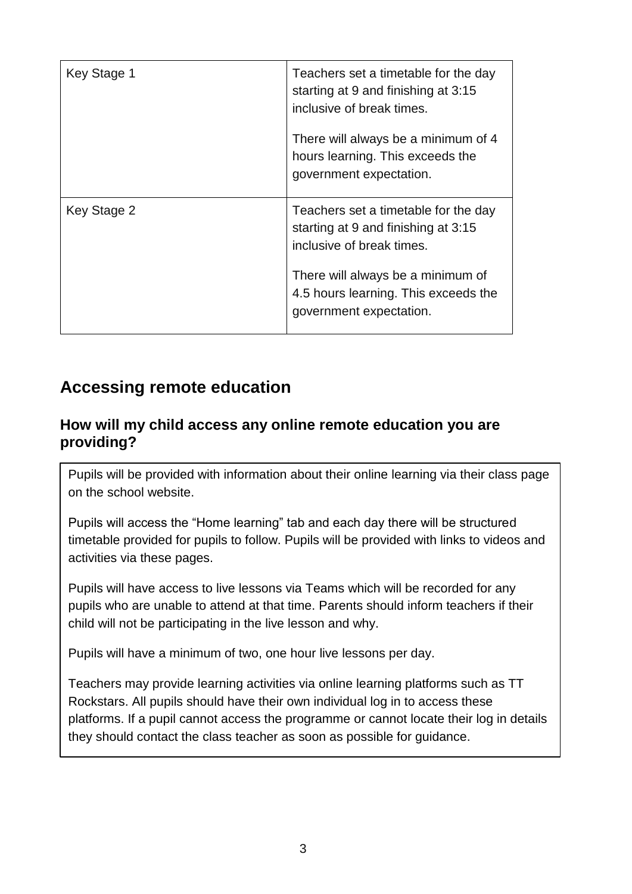| Key Stage 1 | Teachers set a timetable for the day starting at 9 and finishing at 3:15 inclusive of break times.<br><br>There will always be a minimum of 4 hours learning. This exceeds the government expectation. |
|---|---|
| Key Stage 2 | Teachers set a timetable for the day starting at 9 and finishing at 3:15 inclusive of break times.<br><br>There will always be a minimum of 4.5 hours learning. This exceeds the government expectation. |

## Accessing remote education

### How will my child access any online remote education you are providing?

Pupils will be provided with information about their online learning via their class page on the school website.

Pupils will access the "Home learning" tab and each day there will be structured timetable provided for pupils to follow. Pupils will be provided with links to videos and activities via these pages.

Pupils will have access to live lessons via Teams which will be recorded for any pupils who are unable to attend at that time. Parents should inform teachers if their child will not be participating in the live lesson and why.

Pupils will have a minimum of two, one hour live lessons per day.

Teachers may provide learning activities via online learning platforms such as TT Rockstars. All pupils should have their own individual log in to access these platforms. If a pupil cannot access the programme or cannot locate their log in details they should contact the class teacher as soon as possible for guidance.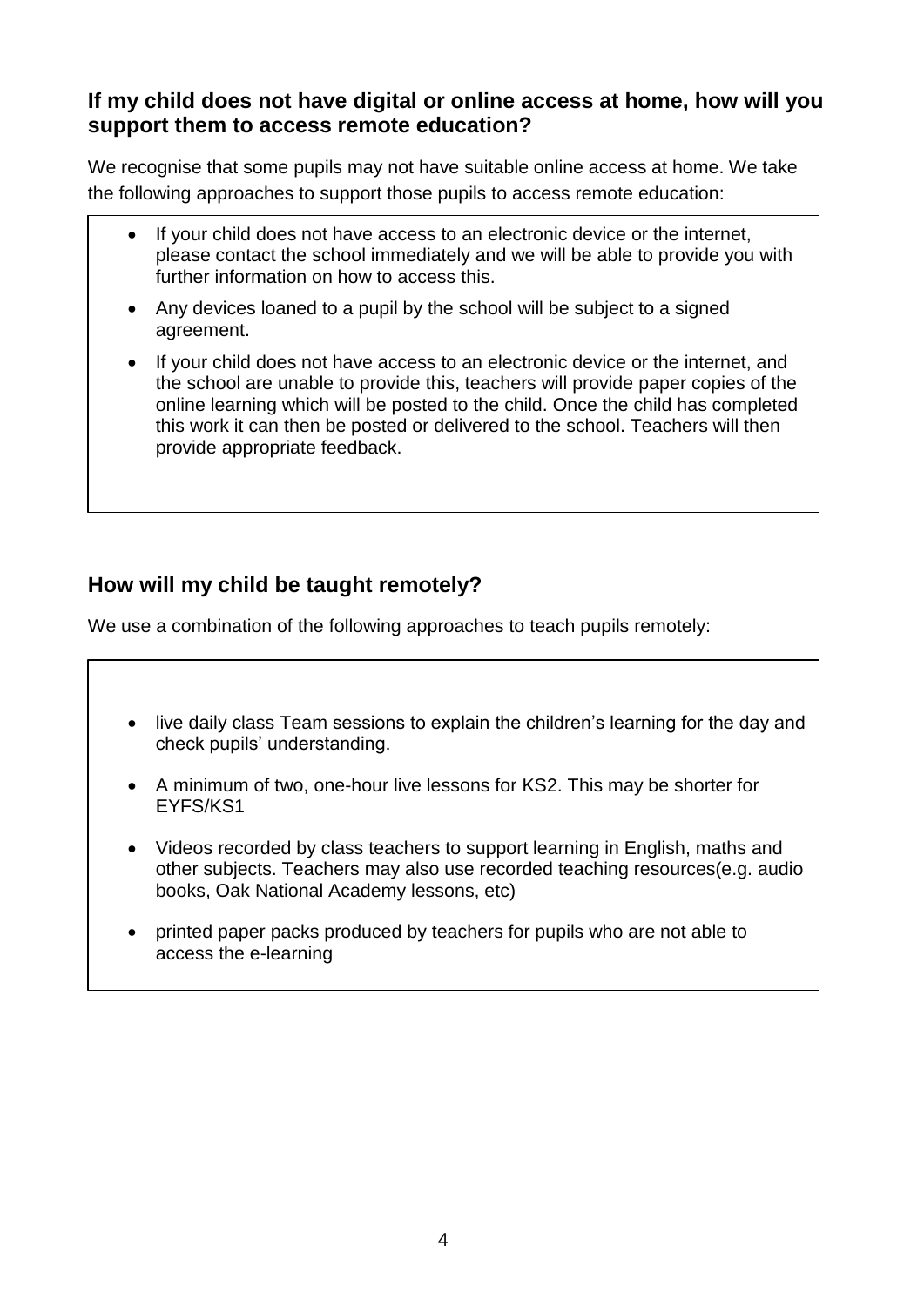### If my child does not have digital or online access at home, how will you support them to access remote education?

We recognise that some pupils may not have suitable online access at home. We take the following approaches to support those pupils to access remote education:

- If your child does not have access to an electronic device or the internet, please contact the school immediately and we will be able to provide you with further information on how to access this.
- Any devices loaned to a pupil by the school will be subject to a signed agreement.
- If your child does not have access to an electronic device or the internet, and the school are unable to provide this, teachers will provide paper copies of the online learning which will be posted to the child. Once the child has completed this work it can then be posted or delivered to the school. Teachers will then provide appropriate feedback.

### How will my child be taught remotely?

We use a combination of the following approaches to teach pupils remotely:

- live daily class Team sessions to explain the children's learning for the day and check pupils' understanding.
- A minimum of two, one-hour live lessons for KS2. This may be shorter for EYFS/KS1
- Videos recorded by class teachers to support learning in English, maths and other subjects. Teachers may also use recorded teaching resources(e.g. audio books, Oak National Academy lessons, etc)
- printed paper packs produced by teachers for pupils who are not able to access the e-learning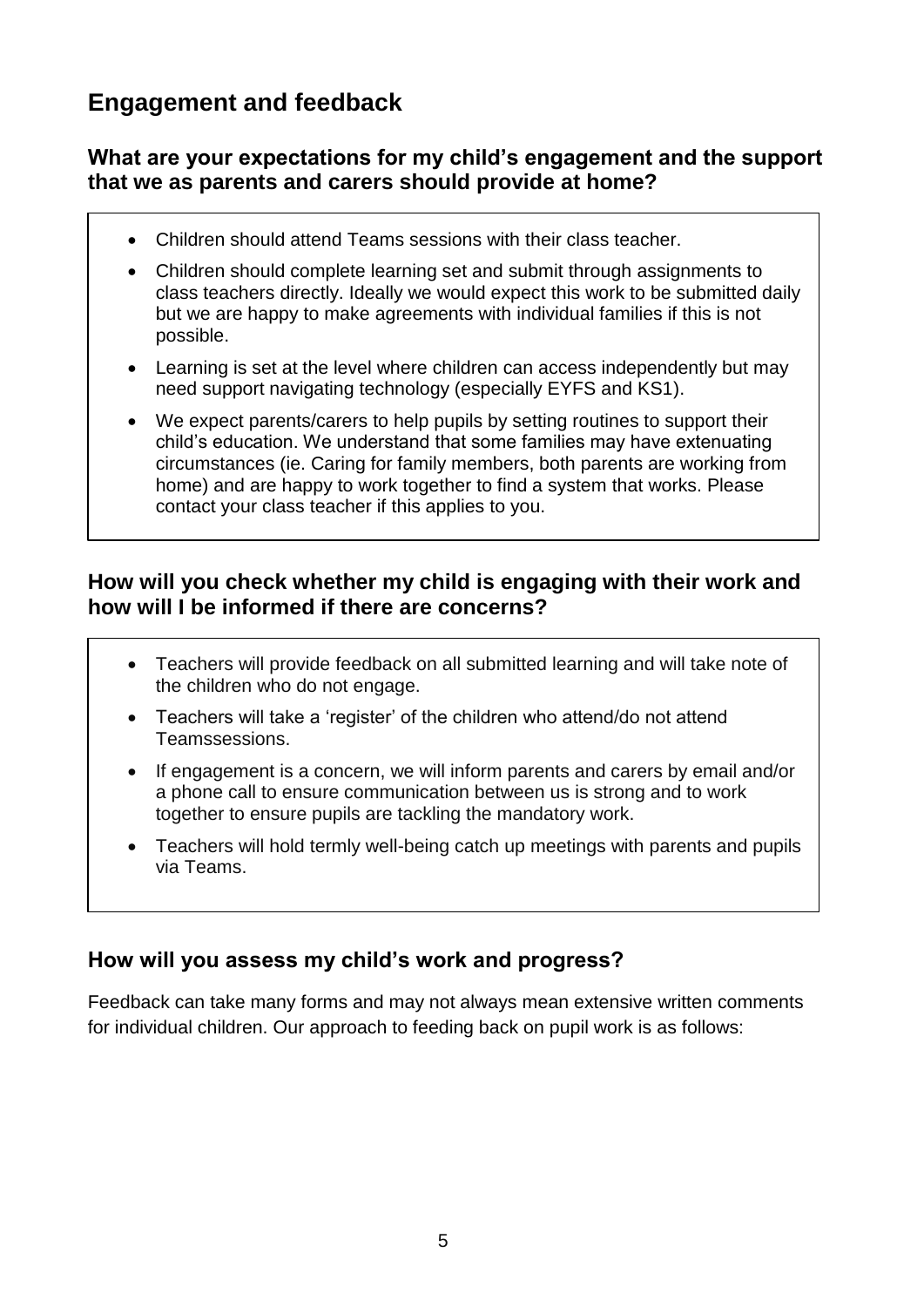## Engagement and feedback

### What are your expectations for my child's engagement and the support that we as parents and carers should provide at home?

- Children should attend Teams sessions with their class teacher.
- Children should complete learning set and submit through assignments to class teachers directly. Ideally we would expect this work to be submitted daily but we are happy to make agreements with individual families if this is not possible.
- Learning is set at the level where children can access independently but may need support navigating technology (especially EYFS and KS1).
- We expect parents/carers to help pupils by setting routines to support their child's education. We understand that some families may have extenuating circumstances (ie. Caring for family members, both parents are working from home) and are happy to work together to find a system that works. Please contact your class teacher if this applies to you.

### How will you check whether my child is engaging with their work and how will I be informed if there are concerns?

- Teachers will provide feedback on all submitted learning and will take note of the children who do not engage.
- Teachers will take a 'register' of the children who attend/do not attend Teamssessions.
- If engagement is a concern, we will inform parents and carers by email and/or a phone call to ensure communication between us is strong and to work together to ensure pupils are tackling the mandatory work.
- Teachers will hold termly well-being catch up meetings with parents and pupils via Teams.

### How will you assess my child's work and progress?

Feedback can take many forms and may not always mean extensive written comments for individual children. Our approach to feeding back on pupil work is as follows: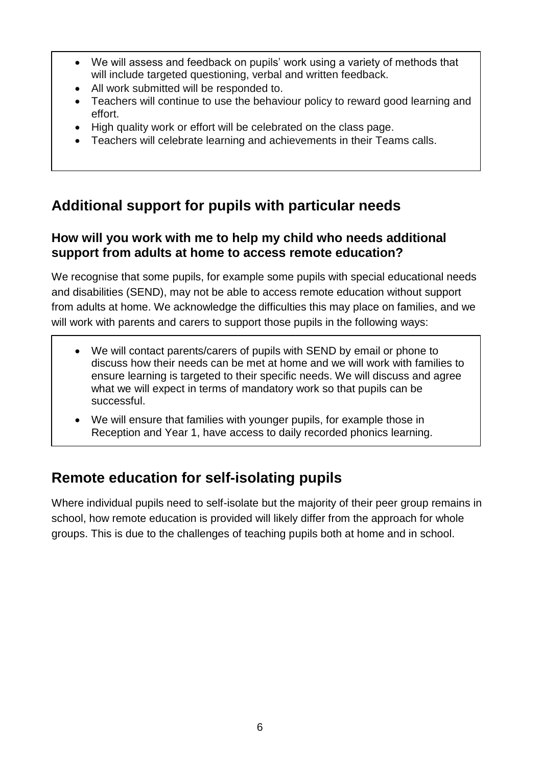- We will assess and feedback on pupils' work using a variety of methods that will include targeted questioning, verbal and written feedback.
- All work submitted will be responded to.
- Teachers will continue to use the behaviour policy to reward good learning and effort.
- High quality work or effort will be celebrated on the class page.
- Teachers will celebrate learning and achievements in their Teams calls.

## Additional support for pupils with particular needs

### How will you work with me to help my child who needs additional support from adults at home to access remote education?

We recognise that some pupils, for example some pupils with special educational needs and disabilities (SEND), may not be able to access remote education without support from adults at home. We acknowledge the difficulties this may place on families, and we will work with parents and carers to support those pupils in the following ways:

- We will contact parents/carers of pupils with SEND by email or phone to discuss how their needs can be met at home and we will work with families to ensure learning is targeted to their specific needs. We will discuss and agree what we will expect in terms of mandatory work so that pupils can be successful.
- We will ensure that families with younger pupils, for example those in Reception and Year 1, have access to daily recorded phonics learning.

## Remote education for self-isolating pupils

Where individual pupils need to self-isolate but the majority of their peer group remains in school, how remote education is provided will likely differ from the approach for whole groups. This is due to the challenges of teaching pupils both at home and in school.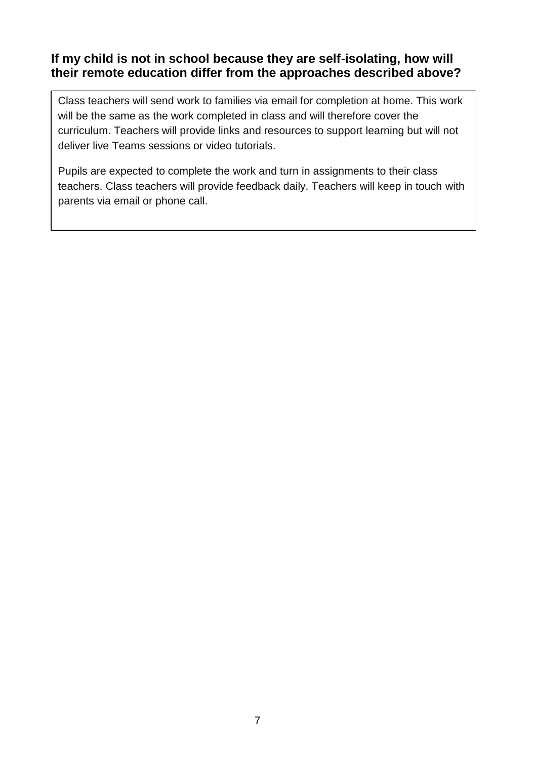### If my child is not in school because they are self-isolating, how will their remote education differ from the approaches described above?

Class teachers will send work to families via email for completion at home. This work will be the same as the work completed in class and will therefore cover the curriculum. Teachers will provide links and resources to support learning but will not deliver live Teams sessions or video tutorials.

Pupils are expected to complete the work and turn in assignments to their class teachers. Class teachers will provide feedback daily. Teachers will keep in touch with parents via email or phone call.